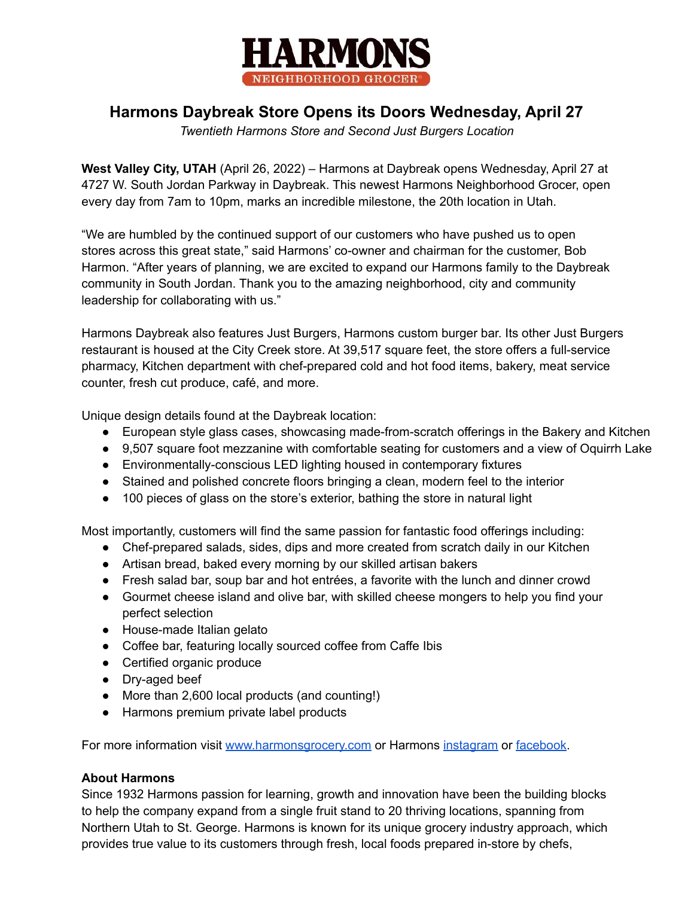# HARMONS

NEIGHBORHOOD GROCER®

## Harmons Daybreak Store Opens its Doors Wednesday, April 27

*Twentieth Harmons Store and Second Just Burgers Location*

**West Valley City, UTAH** (April 26, 2022) – Harmons at Daybreak opens Wednesday, April 27 at 4727 W. South Jordan Parkway in Daybreak. This newest Harmons Neighborhood Grocer, open every day from 7am to 10pm, marks an incredible milestone, the 20th location in Utah.

"We are humbled by the continued support of our customers who have pushed us to open stores across this great state," said Harmons' co-owner and chairman for the customer, Bob Harmon. "After years of planning, we are excited to expand our Harmons family to the Daybreak community in South Jordan. Thank you to the amazing neighborhood, city and community leadership for collaborating with us."

Harmons Daybreak also features Just Burgers, Harmons custom burger bar. Its other Just Burgers restaurant is housed at the City Creek store. At 39,517 square feet, the store offers a full-service pharmacy, Kitchen department with chef-prepared cold and hot food items, bakery, meat service counter, fresh cut produce, café, and more.

Unique design details found at the Daybreak location:

- European style glass cases, showcasing made-from-scratch offerings in the Bakery and Kitchen
- 9,507 square foot mezzanine with comfortable seating for customers and a view of Oquirrh Lake
- Environmentally-conscious LED lighting housed in contemporary fixtures
- Stained and polished concrete floors bringing a clean, modern feel to the interior
- 100 pieces of glass on the store's exterior, bathing the store in natural light

Most importantly, customers will find the same passion for fantastic food offerings including:

- Chef-prepared salads, sides, dips and more created from scratch daily in our Kitchen
- Artisan bread, baked every morning by our skilled artisan bakers
- Fresh salad bar, soup bar and hot entrées, a favorite with the lunch and dinner crowd
- Gourmet cheese island and olive bar, with skilled cheese mongers to help you find your perfect selection
- House-made Italian gelato
- Coffee bar, featuring locally sourced coffee from Caffe Ibis
- Certified organic produce
- Dry-aged beef
- More than 2,600 local products (and counting!)
- Harmons premium private label products

For more information visit [www.harmonsgrocery.com](http://www.harmonsgrocery.com) or Harmons instagram or facebook.

**About Harmons**

Since 1932 Harmons passion for learning, growth and innovation have been the building blocks to help the company expand from a single fruit stand to 20 thriving locations, spanning from Northern Utah to St. George. Harmons is known for its unique grocery industry approach, which provides true value to its customers through fresh, local foods prepared in-store by chefs,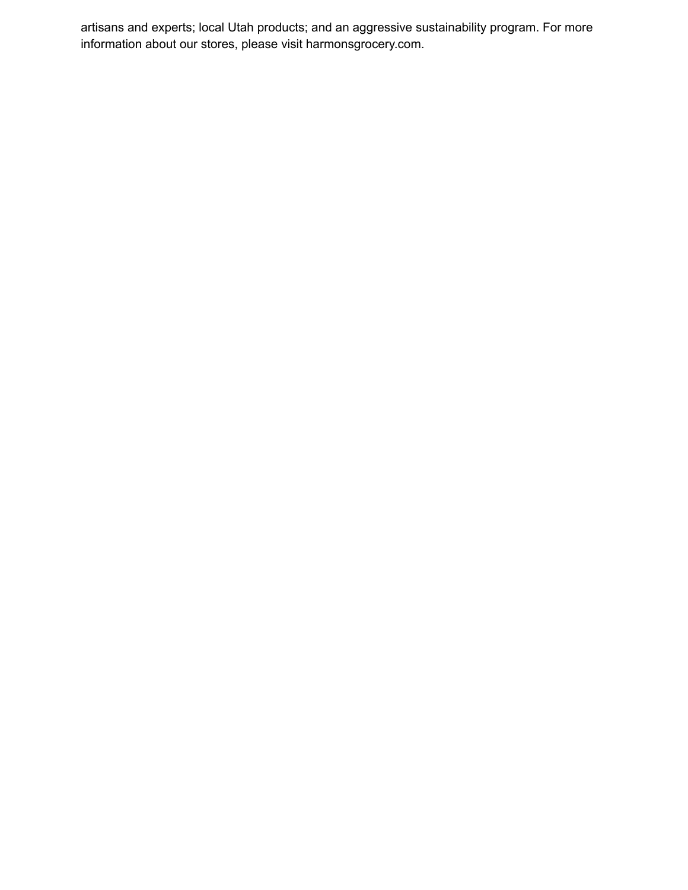artisans and experts; local Utah products; and an aggressive sustainability program. For more information about our stores, please visit harmonsgrocery.com.